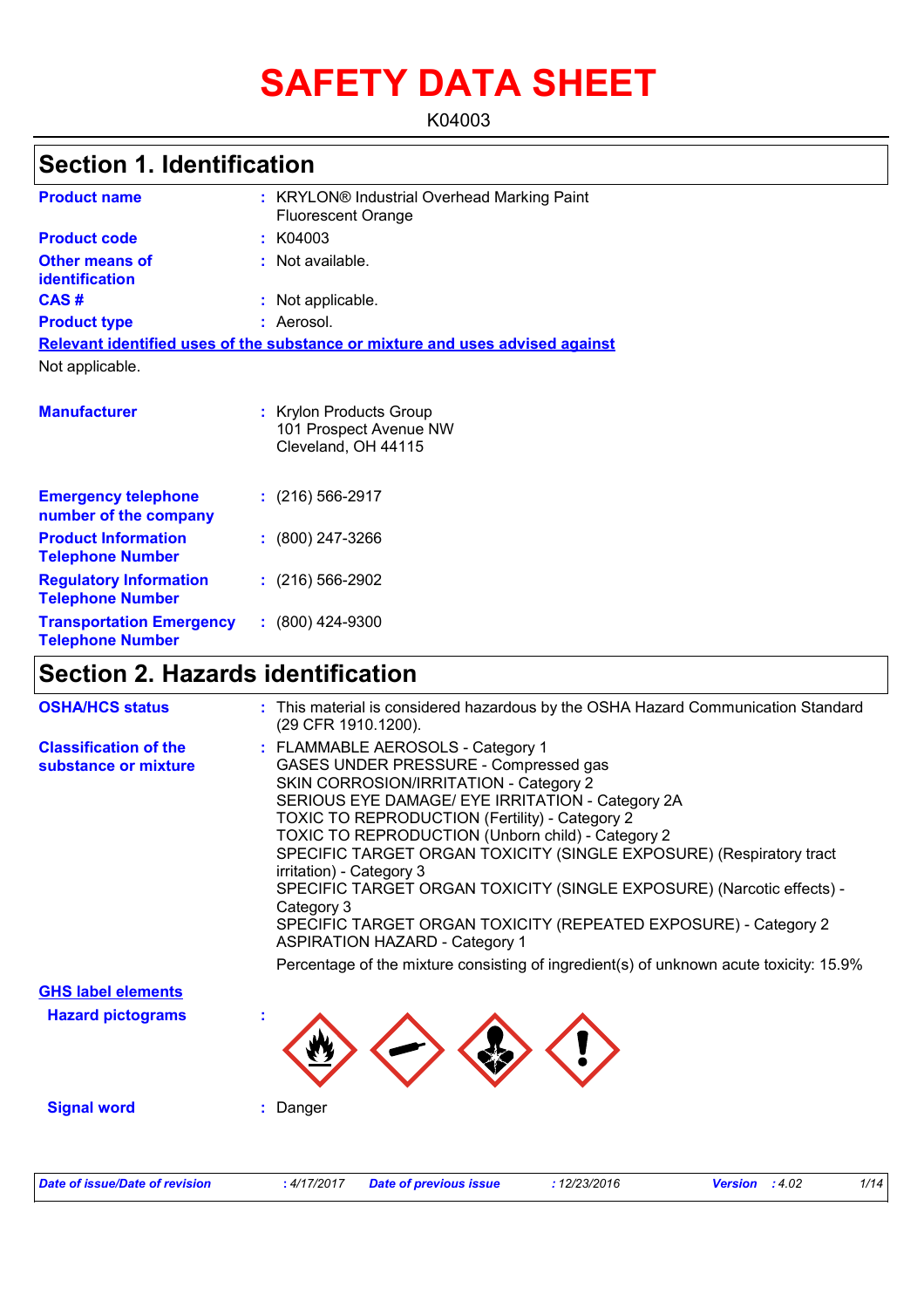# SAFETY DATA SHEET

K04003

## Section 1. Identification

| | | |
|---|---|---|
| **Product name** | : | KRYLON® Industrial Overhead Marking Paint Fluorescent Orange |
| **Product code** | : | K04003 |
| **Other means of identification** | : | Not available. |
| **CAS #** | : | Not applicable. |
| **Product type** | : | Aerosol. |

**Relevant identified uses of the substance or mixture and uses advised against**

Not applicable.

| | | |
|---|---|---|
| **Manufacturer** | : | Krylon Products Group<br>101 Prospect Avenue NW<br>Cleveland, OH 44115 |
| **Emergency telephone number of the company** | : | (216) 566-2917 |
| **Product Information Telephone Number** | : | (800) 247-3266 |
| **Regulatory Information Telephone Number** | : | (216) 566-2902 |
| **Transportation Emergency Telephone Number** | : | (800) 424-9300 |

## Section 2. Hazards identification

**OSHA/HCS status** : This material is considered hazardous by the OSHA Hazard Communication Standard (29 CFR 1910.1200).

**Classification of the substance or mixture** :
FLAMMABLE AEROSOLS - Category 1
GASES UNDER PRESSURE - Compressed gas
SKIN CORROSION/IRRITATION - Category 2
SERIOUS EYE DAMAGE/ EYE IRRITATION - Category 2A
TOXIC TO REPRODUCTION (Fertility) - Category 2
TOXIC TO REPRODUCTION (Unborn child) - Category 2
SPECIFIC TARGET ORGAN TOXICITY (SINGLE EXPOSURE) (Respiratory tract irritation) - Category 3
SPECIFIC TARGET ORGAN TOXICITY (SINGLE EXPOSURE) (Narcotic effects) - Category 3
SPECIFIC TARGET ORGAN TOXICITY (REPEATED EXPOSURE) - Category 2
ASPIRATION HAZARD - Category 1

Percentage of the mixture consisting of ingredient(s) of unknown acute toxicity: 15.9%

**GHS label elements**

**Hazard pictograms** :

**Signal word** : Danger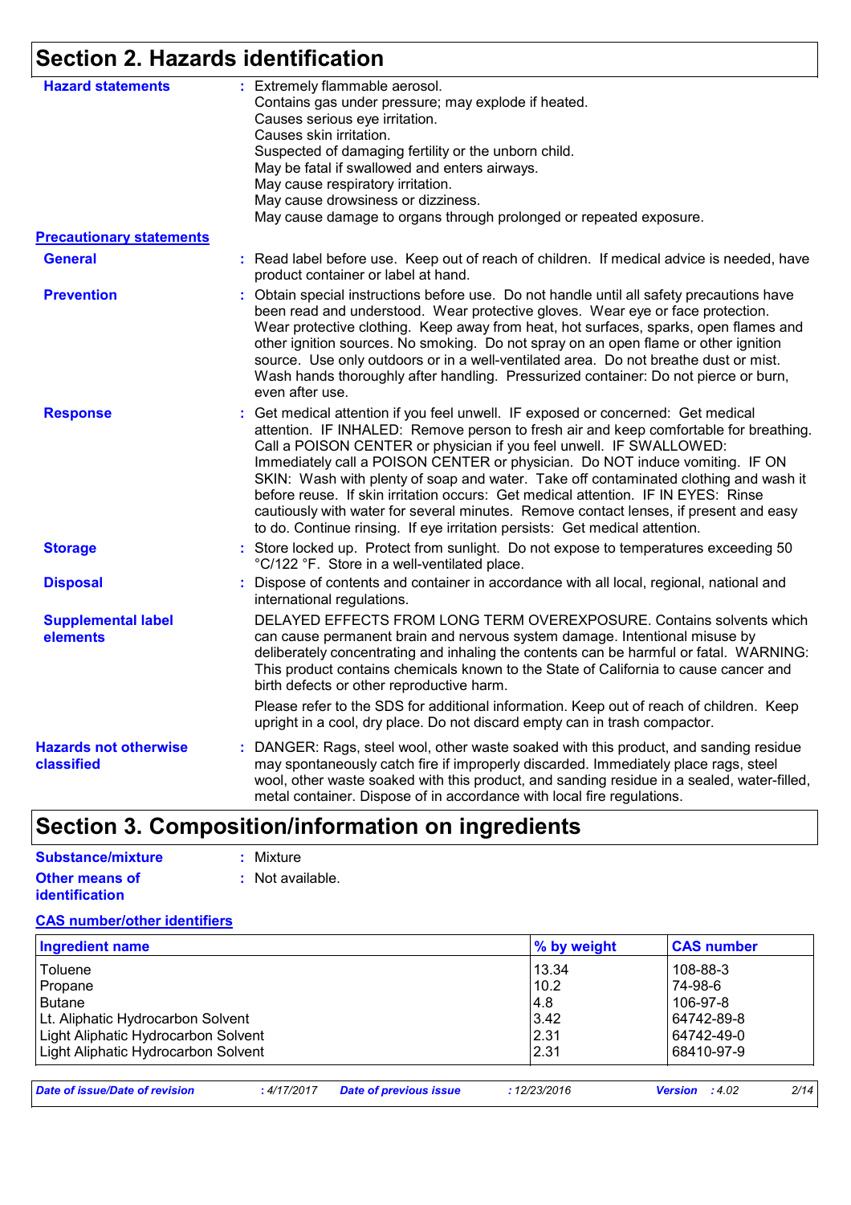## Section 2. Hazards identification

**Hazard statements** : Extremely flammable aerosol.
Contains gas under pressure; may explode if heated.
Causes serious eye irritation.
Causes skin irritation.
Suspected of damaging fertility or the unborn child.
May be fatal if swallowed and enters airways.
May cause respiratory irritation.
May cause drowsiness or dizziness.
May cause damage to organs through prolonged or repeated exposure.

**Precautionary statements**

**General** : Read label before use. Keep out of reach of children. If medical advice is needed, have product container or label at hand.

**Prevention** : Obtain special instructions before use. Do not handle until all safety precautions have been read and understood. Wear protective gloves. Wear eye or face protection. Wear protective clothing. Keep away from heat, hot surfaces, sparks, open flames and other ignition sources. No smoking. Do not spray on an open flame or other ignition source. Use only outdoors or in a well-ventilated area. Do not breathe dust or mist. Wash hands thoroughly after handling. Pressurized container: Do not pierce or burn, even after use.

**Response** : Get medical attention if you feel unwell. IF exposed or concerned: Get medical attention. IF INHALED: Remove person to fresh air and keep comfortable for breathing. Call a POISON CENTER or physician if you feel unwell. IF SWALLOWED: Immediately call a POISON CENTER or physician. Do NOT induce vomiting. IF ON SKIN: Wash with plenty of soap and water. Take off contaminated clothing and wash it before reuse. If skin irritation occurs: Get medical attention. IF IN EYES: Rinse cautiously with water for several minutes. Remove contact lenses, if present and easy to do. Continue rinsing. If eye irritation persists: Get medical attention.

**Storage** : Store locked up. Protect from sunlight. Do not expose to temperatures exceeding 50 °C/122 °F. Store in a well-ventilated place.

**Disposal** : Dispose of contents and container in accordance with all local, regional, national and international regulations.

**Supplemental label elements**

DELAYED EFFECTS FROM LONG TERM OVEREXPOSURE. Contains solvents which can cause permanent brain and nervous system damage. Intentional misuse by deliberately concentrating and inhaling the contents can be harmful or fatal. WARNING: This product contains chemicals known to the State of California to cause cancer and birth defects or other reproductive harm.

Please refer to the SDS for additional information. Keep out of reach of children. Keep upright in a cool, dry place. Do not discard empty can in trash compactor.

**Hazards not otherwise classified** : DANGER: Rags, steel wool, other waste soaked with this product, and sanding residue may spontaneously catch fire if improperly discarded. Immediately place rags, steel wool, other waste soaked with this product, and sanding residue in a sealed, water-filled, metal container. Dispose of in accordance with local fire regulations.

## Section 3. Composition/information on ingredients

**Substance/mixture** : Mixture

**Other means of identification** : Not available.

**CAS number/other identifiers**

| Ingredient name | % by weight | CAS number |
|---|---|---|
| Toluene | 13.34 | 108-88-3 |
| Propane | 10.2 | 74-98-6 |
| Butane | 4.8 | 106-97-8 |
| Lt. Aliphatic Hydrocarbon Solvent | 3.42 | 64742-89-8 |
| Light Aliphatic Hydrocarbon Solvent | 2.31 | 64742-49-0 |
| Light Aliphatic Hydrocarbon Solvent | 2.31 | 68410-97-9 |

*Date of issue/Date of revision* : 4/17/2017 *Date of previous issue* : 12/23/2016 *Version* : 4.02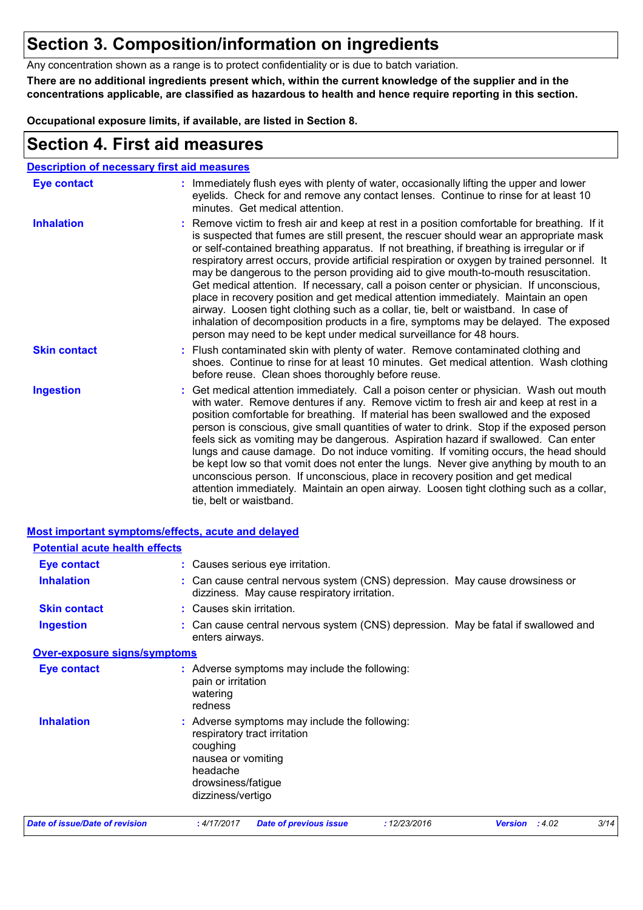# Section 3. Composition/information on ingredients

Any concentration shown as a range is to protect confidentiality or is due to batch variation.

**There are no additional ingredients present which, within the current knowledge of the supplier and in the concentrations applicable, are classified as hazardous to health and hence require reporting in this section.**

**Occupational exposure limits, if available, are listed in Section 8.**

# Section 4. First aid measures

## Description of necessary first aid measures

| | |
|---|---|
| **Eye contact** | : Immediately flush eyes with plenty of water, occasionally lifting the upper and lower eyelids. Check for and remove any contact lenses. Continue to rinse for at least 10 minutes. Get medical attention. |
| **Inhalation** | : Remove victim to fresh air and keep at rest in a position comfortable for breathing. If it is suspected that fumes are still present, the rescuer should wear an appropriate mask or self-contained breathing apparatus. If not breathing, if breathing is irregular or if respiratory arrest occurs, provide artificial respiration or oxygen by trained personnel. It may be dangerous to the person providing aid to give mouth-to-mouth resuscitation. Get medical attention. If necessary, call a poison center or physician. If unconscious, place in recovery position and get medical attention immediately. Maintain an open airway. Loosen tight clothing such as a collar, tie, belt or waistband. In case of inhalation of decomposition products in a fire, symptoms may be delayed. The exposed person may need to be kept under medical surveillance for 48 hours. |
| **Skin contact** | : Flush contaminated skin with plenty of water. Remove contaminated clothing and shoes. Continue to rinse for at least 10 minutes. Get medical attention. Wash clothing before reuse. Clean shoes thoroughly before reuse. |
| **Ingestion** | : Get medical attention immediately. Call a poison center or physician. Wash out mouth with water. Remove dentures if any. Remove victim to fresh air and keep at rest in a position comfortable for breathing. If material has been swallowed and the exposed person is conscious, give small quantities of water to drink. Stop if the exposed person feels sick as vomiting may be dangerous. Aspiration hazard if swallowed. Can enter lungs and cause damage. Do not induce vomiting. If vomiting occurs, the head should be kept low so that vomit does not enter the lungs. Never give anything by mouth to an unconscious person. If unconscious, place in recovery position and get medical attention immediately. Maintain an open airway. Loosen tight clothing such as a collar, tie, belt or waistband. |

## Most important symptoms/effects, acute and delayed

### Potential acute health effects

| | |
|---|---|
| **Eye contact** | : Causes serious eye irritation. |
| **Inhalation** | : Can cause central nervous system (CNS) depression. May cause drowsiness or dizziness. May cause respiratory irritation. |
| **Skin contact** | : Causes skin irritation. |
| **Ingestion** | : Can cause central nervous system (CNS) depression. May be fatal if swallowed and enters airways. |

### Over-exposure signs/symptoms

| | |
|---|---|
| **Eye contact** | : Adverse symptoms may include the following:<br>pain or irritation<br>watering<br>redness |
| **Inhalation** | : Adverse symptoms may include the following:<br>respiratory tract irritation<br>coughing<br>nausea or vomiting<br>headache<br>drowsiness/fatigue<br>dizziness/vertigo |

*Date of issue/Date of revision* : 4/17/2017 *Date of previous issue* : 12/23/2016 *Version* : 4.02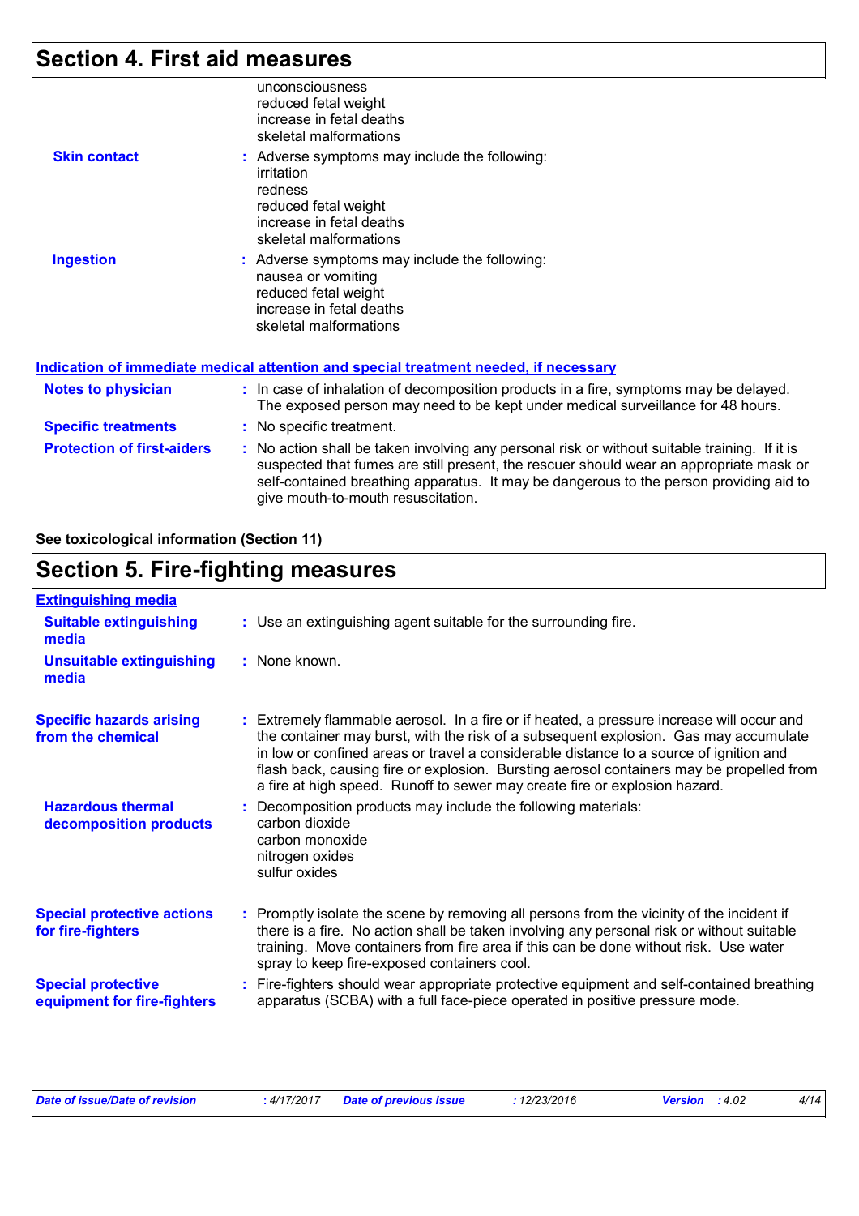## Section 4. First aid measures

unconsciousness
reduced fetal weight
increase in fetal deaths
skeletal malformations

**Skin contact** : Adverse symptoms may include the following:
irritation
redness
reduced fetal weight
increase in fetal deaths
skeletal malformations

**Ingestion** : Adverse symptoms may include the following:
nausea or vomiting
reduced fetal weight
increase in fetal deaths
skeletal malformations

### Indication of immediate medical attention and special treatment needed, if necessary

**Notes to physician** : In case of inhalation of decomposition products in a fire, symptoms may be delayed. The exposed person may need to be kept under medical surveillance for 48 hours.

**Specific treatments** : No specific treatment.

**Protection of first-aiders** : No action shall be taken involving any personal risk or without suitable training. If it is suspected that fumes are still present, the rescuer should wear an appropriate mask or self-contained breathing apparatus. It may be dangerous to the person providing aid to give mouth-to-mouth resuscitation.

**See toxicological information (Section 11)**

## Section 5. Fire-fighting measures

### Extinguishing media

**Suitable extinguishing media** : Use an extinguishing agent suitable for the surrounding fire.

**Unsuitable extinguishing media** : None known.

**Specific hazards arising from the chemical** : Extremely flammable aerosol. In a fire or if heated, a pressure increase will occur and the container may burst, with the risk of a subsequent explosion. Gas may accumulate in low or confined areas or travel a considerable distance to a source of ignition and flash back, causing fire or explosion. Bursting aerosol containers may be propelled from a fire at high speed. Runoff to sewer may create fire or explosion hazard.

**Hazardous thermal decomposition products** : Decomposition products may include the following materials:
carbon dioxide
carbon monoxide
nitrogen oxides
sulfur oxides

**Special protective actions for fire-fighters** : Promptly isolate the scene by removing all persons from the vicinity of the incident if there is a fire. No action shall be taken involving any personal risk or without suitable training. Move containers from fire area if this can be done without risk. Use water spray to keep fire-exposed containers cool.

**Special protective equipment for fire-fighters** : Fire-fighters should wear appropriate protective equipment and self-contained breathing apparatus (SCBA) with a full face-piece operated in positive pressure mode.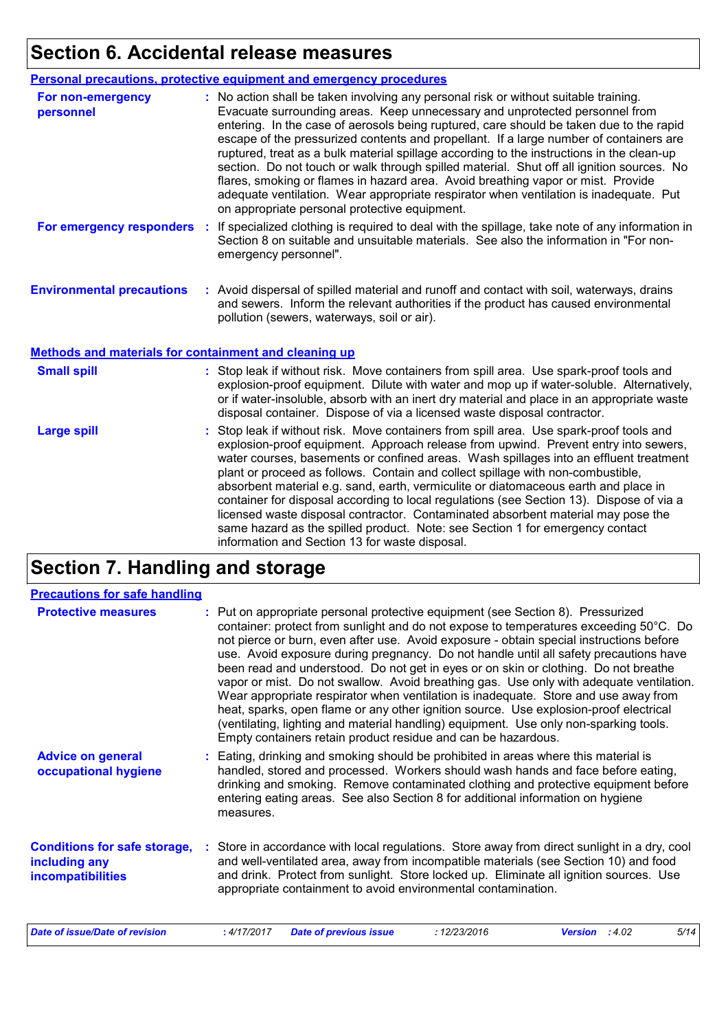# Section 6. Accidental release measures

## Personal precautions, protective equipment and emergency procedures

**For non-emergency personnel** : No action shall be taken involving any personal risk or without suitable training. Evacuate surrounding areas. Keep unnecessary and unprotected personnel from entering. In the case of aerosols being ruptured, care should be taken due to the rapid escape of the pressurized contents and propellant. If a large number of containers are ruptured, treat as a bulk material spillage according to the instructions in the clean-up section. Do not touch or walk through spilled material. Shut off all ignition sources. No flares, smoking or flames in hazard area. Avoid breathing vapor or mist. Provide adequate ventilation. Wear appropriate respirator when ventilation is inadequate. Put on appropriate personal protective equipment.

**For emergency responders** : If specialized clothing is required to deal with the spillage, take note of any information in Section 8 on suitable and unsuitable materials. See also the information in "For non-emergency personnel".

**Environmental precautions** : Avoid dispersal of spilled material and runoff and contact with soil, waterways, drains and sewers. Inform the relevant authorities if the product has caused environmental pollution (sewers, waterways, soil or air).

## Methods and materials for containment and cleaning up

**Small spill** : Stop leak if without risk. Move containers from spill area. Use spark-proof tools and explosion-proof equipment. Dilute with water and mop up if water-soluble. Alternatively, or if water-insoluble, absorb with an inert dry material and place in an appropriate waste disposal container. Dispose of via a licensed waste disposal contractor.

**Large spill** : Stop leak if without risk. Move containers from spill area. Use spark-proof tools and explosion-proof equipment. Approach release from upwind. Prevent entry into sewers, water courses, basements or confined areas. Wash spillages into an effluent treatment plant or proceed as follows. Contain and collect spillage with non-combustible, absorbent material e.g. sand, earth, vermiculite or diatomaceous earth and place in container for disposal according to local regulations (see Section 13). Dispose of via a licensed waste disposal contractor. Contaminated absorbent material may pose the same hazard as the spilled product. Note: see Section 1 for emergency contact information and Section 13 for waste disposal.

# Section 7. Handling and storage

## Precautions for safe handling

**Protective measures** : Put on appropriate personal protective equipment (see Section 8). Pressurized container: protect from sunlight and do not expose to temperatures exceeding 50°C. Do not pierce or burn, even after use. Avoid exposure - obtain special instructions before use. Avoid exposure during pregnancy. Do not handle until all safety precautions have been read and understood. Do not get in eyes or on skin or clothing. Do not breathe vapor or mist. Do not swallow. Avoid breathing gas. Use only with adequate ventilation. Wear appropriate respirator when ventilation is inadequate. Store and use away from heat, sparks, open flame or any other ignition source. Use explosion-proof electrical (ventilating, lighting and material handling) equipment. Use only non-sparking tools. Empty containers retain product residue and can be hazardous.

**Advice on general occupational hygiene** : Eating, drinking and smoking should be prohibited in areas where this material is handled, stored and processed. Workers should wash hands and face before eating, drinking and smoking. Remove contaminated clothing and protective equipment before entering eating areas. See also Section 8 for additional information on hygiene measures.

**Conditions for safe storage, including any incompatibilities** : Store in accordance with local regulations. Store away from direct sunlight in a dry, cool and well-ventilated area, away from incompatible materials (see Section 10) and food and drink. Protect from sunlight. Store locked up. Eliminate all ignition sources. Use appropriate containment to avoid environmental contamination.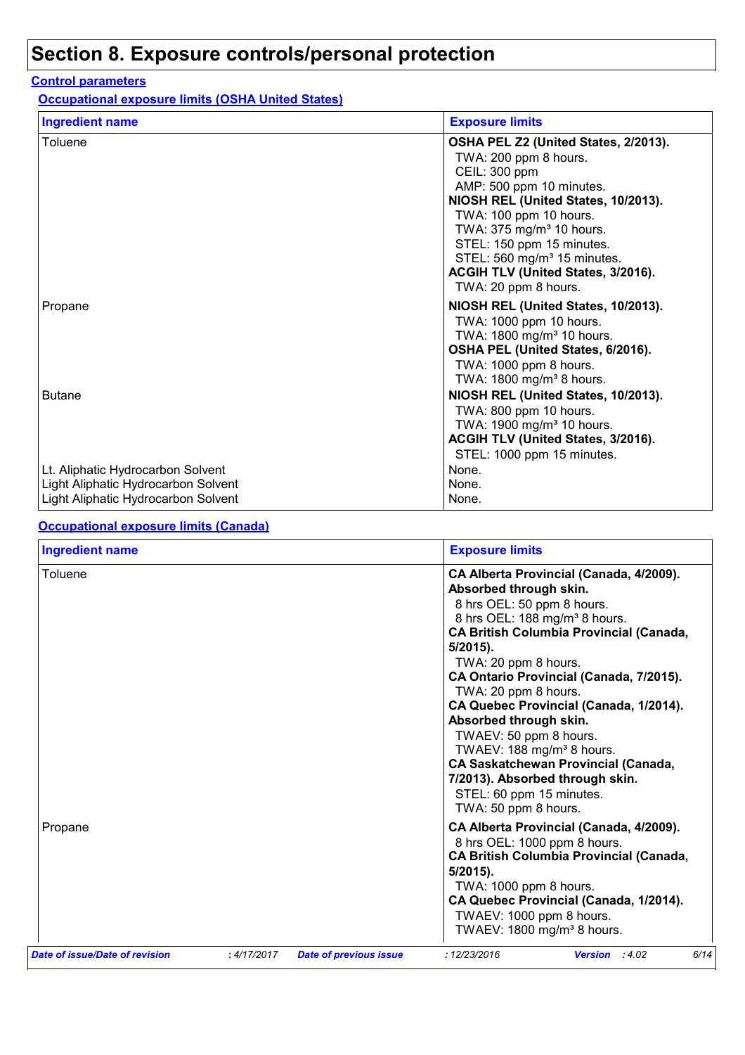# Section 8. Exposure controls/personal protection

**Control parameters**

**Occupational exposure limits (OSHA United States)**

| Ingredient name | Exposure limits |
|---|---|
| Toluene | **OSHA PEL Z2 (United States, 2/2013).**<br>TWA: 200 ppm 8 hours.<br>CEIL: 300 ppm<br>AMP: 500 ppm 10 minutes.<br>**NIOSH REL (United States, 10/2013).**<br>TWA: 100 ppm 10 hours.<br>TWA: 375 mg/m³ 10 hours.<br>STEL: 150 ppm 15 minutes.<br>STEL: 560 mg/m³ 15 minutes.<br>**ACGIH TLV (United States, 3/2016).**<br>TWA: 20 ppm 8 hours. |
| Propane | **NIOSH REL (United States, 10/2013).**<br>TWA: 1000 ppm 10 hours.<br>TWA: 1800 mg/m³ 10 hours.<br>**OSHA PEL (United States, 6/2016).**<br>TWA: 1000 ppm 8 hours.<br>TWA: 1800 mg/m³ 8 hours. |
| Butane | **NIOSH REL (United States, 10/2013).**<br>TWA: 800 ppm 10 hours.<br>TWA: 1900 mg/m³ 10 hours.<br>**ACGIH TLV (United States, 3/2016).**<br>STEL: 1000 ppm 15 minutes. |
| Lt. Aliphatic Hydrocarbon Solvent | None. |
| Light Aliphatic Hydrocarbon Solvent | None. |
| Light Aliphatic Hydrocarbon Solvent | None. |

**Occupational exposure limits (Canada)**

| Ingredient name | Exposure limits |
|---|---|
| Toluene | **CA Alberta Provincial (Canada, 4/2009). Absorbed through skin.**<br>8 hrs OEL: 50 ppm 8 hours.<br>8 hrs OEL: 188 mg/m³ 8 hours.<br>**CA British Columbia Provincial (Canada, 5/2015).**<br>TWA: 20 ppm 8 hours.<br>**CA Ontario Provincial (Canada, 7/2015).**<br>TWA: 20 ppm 8 hours.<br>**CA Quebec Provincial (Canada, 1/2014). Absorbed through skin.**<br>TWAEV: 50 ppm 8 hours.<br>TWAEV: 188 mg/m³ 8 hours.<br>**CA Saskatchewan Provincial (Canada, 7/2013). Absorbed through skin.**<br>STEL: 60 ppm 15 minutes.<br>TWA: 50 ppm 8 hours. |
| Propane | **CA Alberta Provincial (Canada, 4/2009).**<br>8 hrs OEL: 1000 ppm 8 hours.<br>**CA British Columbia Provincial (Canada, 5/2015).**<br>TWA: 1000 ppm 8 hours.<br>**CA Quebec Provincial (Canada, 1/2014).**<br>TWAEV: 1000 ppm 8 hours.<br>TWAEV: 1800 mg/m³ 8 hours. |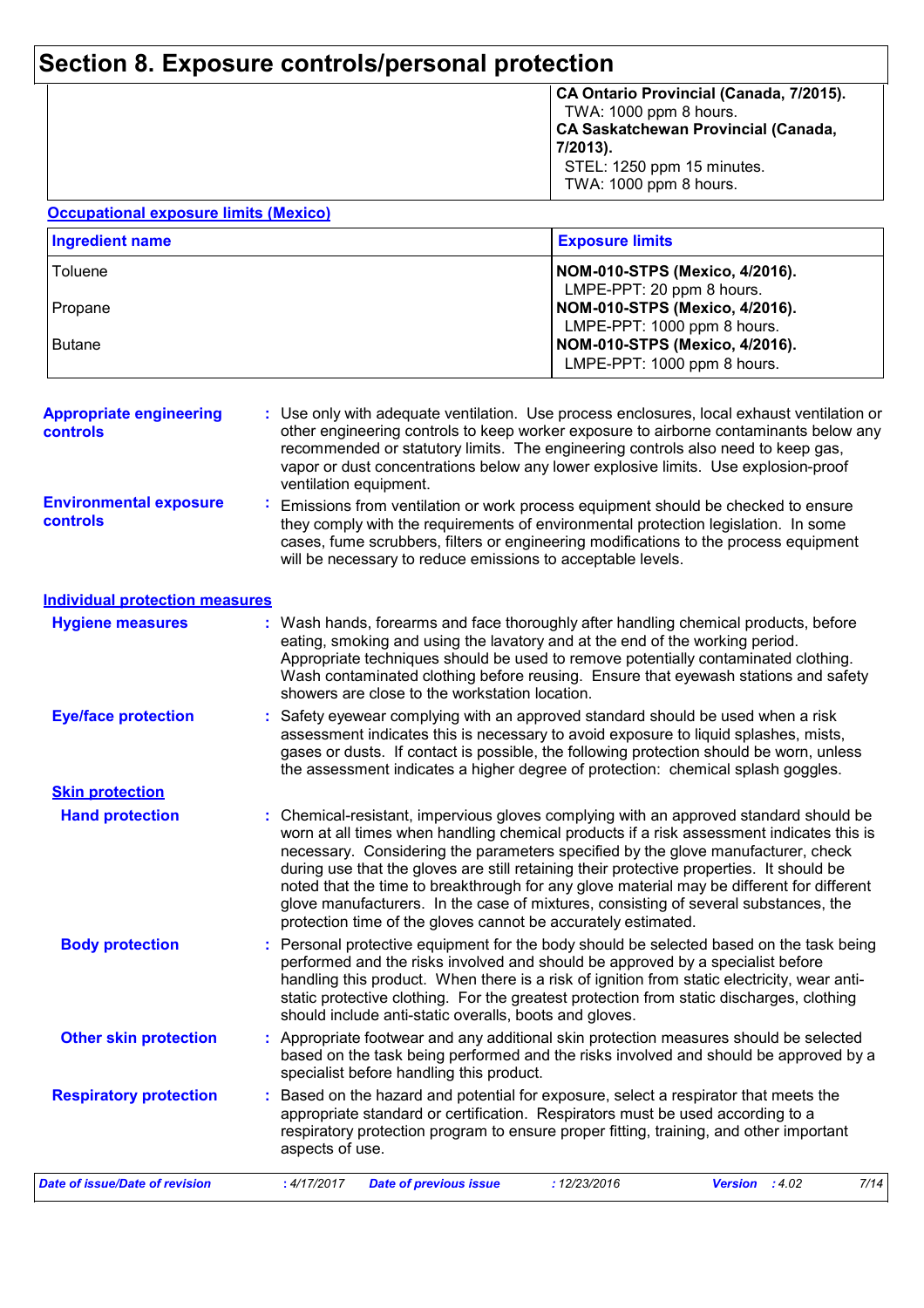# Section 8. Exposure controls/personal protection

| | |
|---|---|
| | **CA Ontario Provincial (Canada, 7/2015).** TWA: 1000 ppm 8 hours. **CA Saskatchewan Provincial (Canada, 7/2013).** STEL: 1250 ppm 15 minutes. TWA: 1000 ppm 8 hours. |

**Occupational exposure limits (Mexico)**

| Ingredient name | Exposure limits |
|---|---|
| Toluene | **NOM-010-STPS (Mexico, 4/2016).** LMPE-PPT: 20 ppm 8 hours. |
| Propane | **NOM-010-STPS (Mexico, 4/2016).** LMPE-PPT: 1000 ppm 8 hours. |
| Butane | **NOM-010-STPS (Mexico, 4/2016).** LMPE-PPT: 1000 ppm 8 hours. |

**Appropriate engineering controls** : Use only with adequate ventilation. Use process enclosures, local exhaust ventilation or other engineering controls to keep worker exposure to airborne contaminants below any recommended or statutory limits. The engineering controls also need to keep gas, vapor or dust concentrations below any lower explosive limits. Use explosion-proof ventilation equipment.

**Environmental exposure controls** : Emissions from ventilation or work process equipment should be checked to ensure they comply with the requirements of environmental protection legislation. In some cases, fume scrubbers, filters or engineering modifications to the process equipment will be necessary to reduce emissions to acceptable levels.

## Individual protection measures

**Hygiene measures** : Wash hands, forearms and face thoroughly after handling chemical products, before eating, smoking and using the lavatory and at the end of the working period. Appropriate techniques should be used to remove potentially contaminated clothing. Wash contaminated clothing before reusing. Ensure that eyewash stations and safety showers are close to the workstation location.

**Eye/face protection** : Safety eyewear complying with an approved standard should be used when a risk assessment indicates this is necessary to avoid exposure to liquid splashes, mists, gases or dusts. If contact is possible, the following protection should be worn, unless the assessment indicates a higher degree of protection: chemical splash goggles.

### Skin protection

**Hand protection** : Chemical-resistant, impervious gloves complying with an approved standard should be worn at all times when handling chemical products if a risk assessment indicates this is necessary. Considering the parameters specified by the glove manufacturer, check during use that the gloves are still retaining their protective properties. It should be noted that the time to breakthrough for any glove material may be different for different glove manufacturers. In the case of mixtures, consisting of several substances, the protection time of the gloves cannot be accurately estimated.

**Body protection** : Personal protective equipment for the body should be selected based on the task being performed and the risks involved and should be approved by a specialist before handling this product. When there is a risk of ignition from static electricity, wear anti-static protective clothing. For the greatest protection from static discharges, clothing should include anti-static overalls, boots and gloves.

**Other skin protection** : Appropriate footwear and any additional skin protection measures should be selected based on the task being performed and the risks involved and should be approved by a specialist before handling this product.

**Respiratory protection** : Based on the hazard and potential for exposure, select a respirator that meets the appropriate standard or certification. Respirators must be used according to a respiratory protection program to ensure proper fitting, training, and other important aspects of use.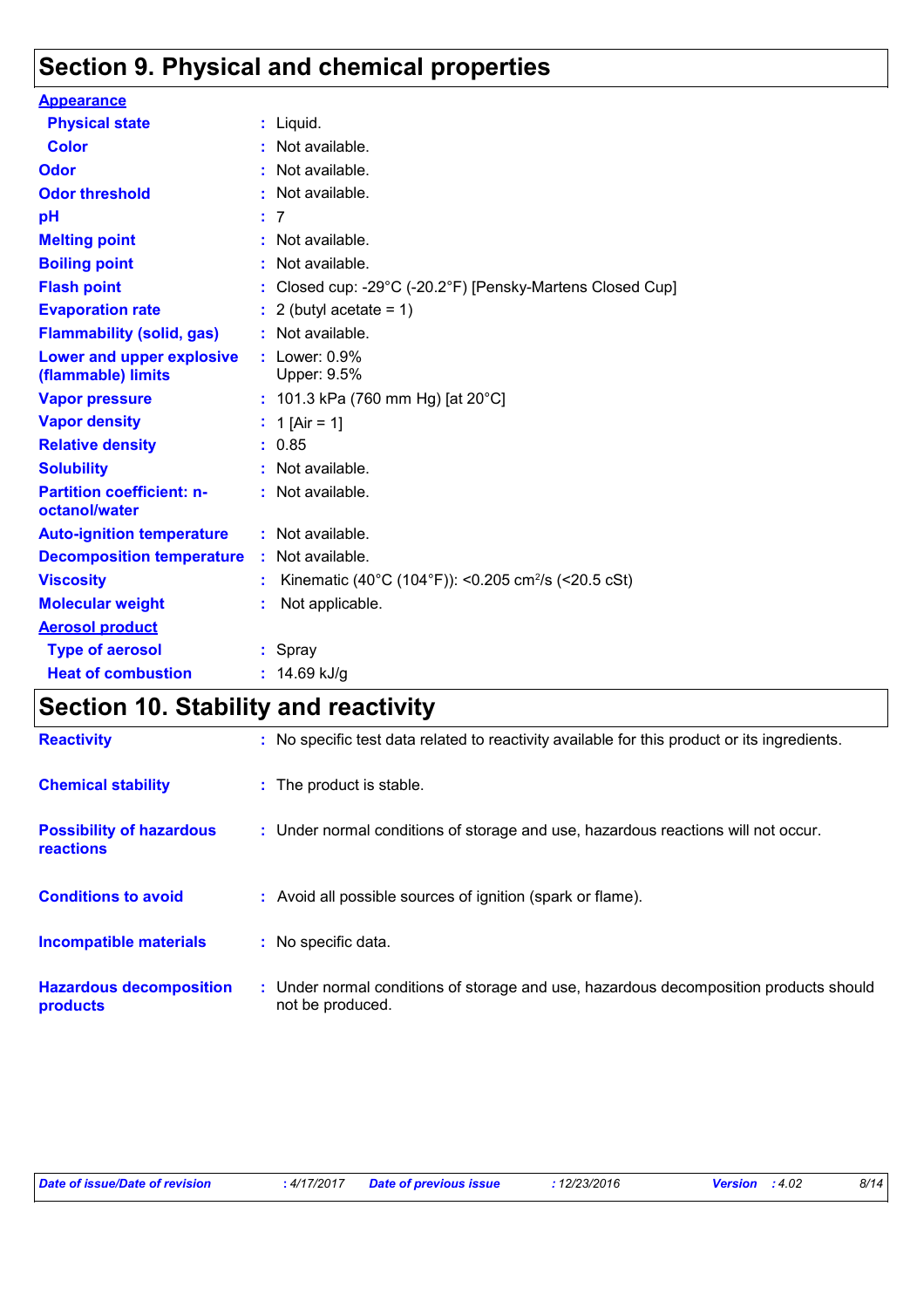## Section 9. Physical and chemical properties

**Appearance**

| Property | Value |
|---|---|
| **Physical state** | Liquid. |
| **Color** | Not available. |
| **Odor** | Not available. |
| **Odor threshold** | Not available. |
| **pH** | 7 |
| **Melting point** | Not available. |
| **Boiling point** | Not available. |
| **Flash point** | Closed cup: -29°C (-20.2°F) [Pensky-Martens Closed Cup] |
| **Evaporation rate** | 2 (butyl acetate = 1) |
| **Flammability (solid, gas)** | Not available. |
| **Lower and upper explosive (flammable) limits** | Lower: 0.9%<br>Upper: 9.5% |
| **Vapor pressure** | 101.3 kPa (760 mm Hg) [at 20°C] |
| **Vapor density** | 1 [Air = 1] |
| **Relative density** | 0.85 |
| **Solubility** | Not available. |
| **Partition coefficient: n-octanol/water** | Not available. |
| **Auto-ignition temperature** | Not available. |
| **Decomposition temperature** | Not available. |
| **Viscosity** | Kinematic (40°C (104°F)): <0.205 $cm^2/s$ (<20.5 cSt) |
| **Molecular weight** | Not applicable. |

**Aerosol product**

| Property | Value |
|---|---|
| **Type of aerosol** | Spray |
| **Heat of combustion** | 14.69 kJ/g |

## Section 10. Stability and reactivity

| Property | Value |
|---|---|
| **Reactivity** | No specific test data related to reactivity available for this product or its ingredients. |
| **Chemical stability** | The product is stable. |
| **Possibility of hazardous reactions** | Under normal conditions of storage and use, hazardous reactions will not occur. |
| **Conditions to avoid** | Avoid all possible sources of ignition (spark or flame). |
| **Incompatible materials** | No specific data. |
| **Hazardous decomposition products** | Under normal conditions of storage and use, hazardous decomposition products should not be produced. |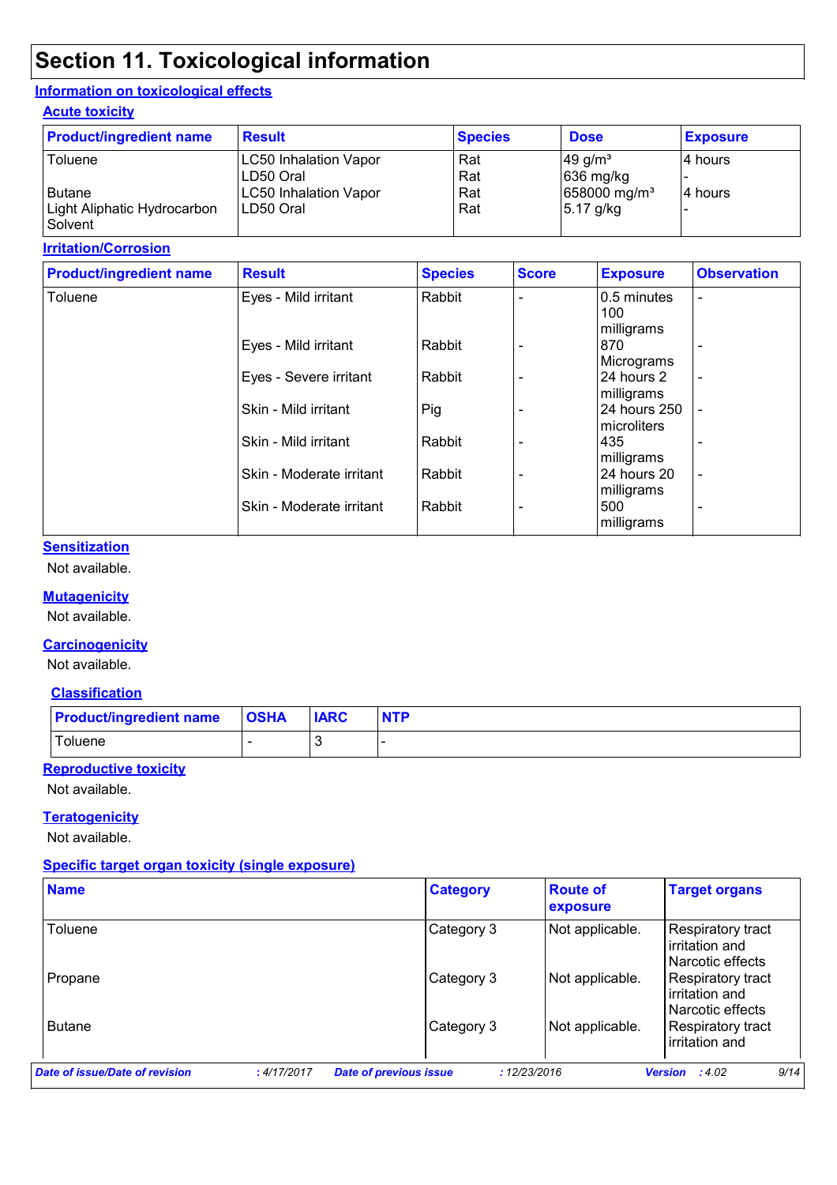# Section 11. Toxicological information

## Information on toxicological effects

### Acute toxicity

| Product/ingredient name | Result | Species | Dose | Exposure |
|---|---|---|---|---|
| Toluene | LC50 Inhalation Vapor | Rat | 49 g/m³ | 4 hours |
| | LD50 Oral | Rat | 636 mg/kg | - |
| Butane | LC50 Inhalation Vapor | Rat | 658000 mg/m³ | 4 hours |
| Light Aliphatic Hydrocarbon Solvent | LD50 Oral | Rat | 5.17 g/kg | - |

### Irritation/Corrosion

| Product/ingredient name | Result | Species | Score | Exposure | Observation |
|---|---|---|---|---|---|
| Toluene | Eyes - Mild irritant | Rabbit | - | 0.5 minutes 100 milligrams | - |
| | Eyes - Mild irritant | Rabbit | - | 870 Micrograms | - |
| | Eyes - Severe irritant | Rabbit | - | 24 hours 2 milligrams | - |
| | Skin - Mild irritant | Pig | - | 24 hours 250 microliters | - |
| | Skin - Mild irritant | Rabbit | - | 435 milligrams | - |
| | Skin - Moderate irritant | Rabbit | - | 24 hours 20 milligrams | - |
| | Skin - Moderate irritant | Rabbit | - | 500 milligrams | - |

### Sensitization

Not available.

### Mutagenicity

Not available.

### Carcinogenicity

Not available.

### Classification

| Product/ingredient name | OSHA | IARC | NTP |
|---|---|---|---|
| Toluene | - | 3 | - |

### Reproductive toxicity

Not available.

### Teratogenicity

Not available.

### Specific target organ toxicity (single exposure)

| Name | Category | Route of exposure | Target organs |
|---|---|---|---|
| Toluene | Category 3 | Not applicable. | Respiratory tract irritation and Narcotic effects |
| Propane | Category 3 | Not applicable. | Respiratory tract irritation and Narcotic effects |
| Butane | Category 3 | Not applicable. | Respiratory tract irritation and |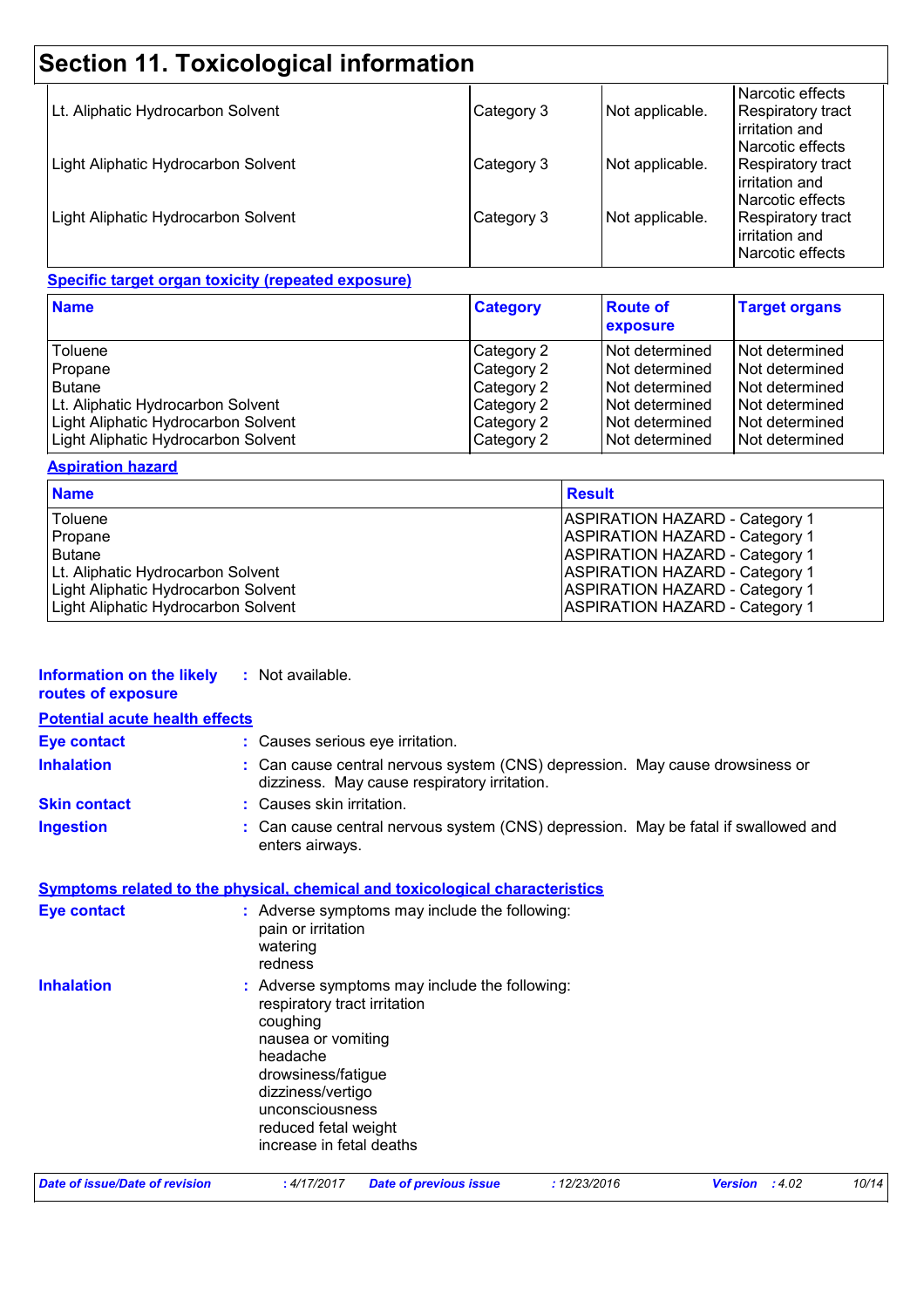# Section 11. Toxicological information

| | | | |
|---|---|---|---|
| Lt. Aliphatic Hydrocarbon Solvent | Category 3 | Not applicable. | Narcotic effects Respiratory tract irritation and Narcotic effects |
| Light Aliphatic Hydrocarbon Solvent | Category 3 | Not applicable. | Respiratory tract irritation and Narcotic effects |
| Light Aliphatic Hydrocarbon Solvent | Category 3 | Not applicable. | Respiratory tract irritation and Narcotic effects |

**Specific target organ toxicity (repeated exposure)**

| Name | Category | Route of exposure | Target organs |
|---|---|---|---|
| Toluene | Category 2 | Not determined | Not determined |
| Propane | Category 2 | Not determined | Not determined |
| Butane | Category 2 | Not determined | Not determined |
| Lt. Aliphatic Hydrocarbon Solvent | Category 2 | Not determined | Not determined |
| Light Aliphatic Hydrocarbon Solvent | Category 2 | Not determined | Not determined |
| Light Aliphatic Hydrocarbon Solvent | Category 2 | Not determined | Not determined |

**Aspiration hazard**

| Name | Result |
|---|---|
| Toluene | ASPIRATION HAZARD - Category 1 |
| Propane | ASPIRATION HAZARD - Category 1 |
| Butane | ASPIRATION HAZARD - Category 1 |
| Lt. Aliphatic Hydrocarbon Solvent | ASPIRATION HAZARD - Category 1 |
| Light Aliphatic Hydrocarbon Solvent | ASPIRATION HAZARD - Category 1 |
| Light Aliphatic Hydrocarbon Solvent | ASPIRATION HAZARD - Category 1 |

**Information on the likely routes of exposure** : Not available.

**Potential acute health effects**

**Eye contact** : Causes serious eye irritation.

**Inhalation** : Can cause central nervous system (CNS) depression. May cause drowsiness or dizziness. May cause respiratory irritation.

**Skin contact** : Causes skin irritation.

**Ingestion** : Can cause central nervous system (CNS) depression. May be fatal if swallowed and enters airways.

**Symptoms related to the physical, chemical and toxicological characteristics**

**Eye contact** : Adverse symptoms may include the following:
pain or irritation
watering
redness

**Inhalation** : Adverse symptoms may include the following:
respiratory tract irritation
coughing
nausea or vomiting
headache
drowsiness/fatigue
dizziness/vertigo
unconsciousness
reduced fetal weight
increase in fetal deaths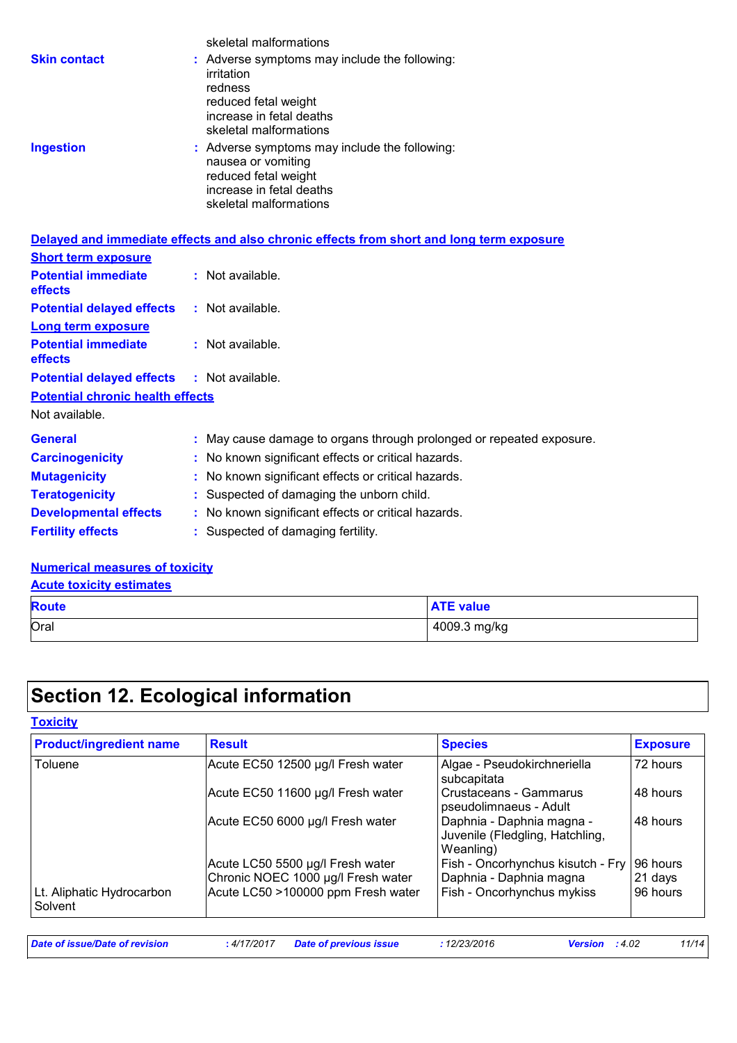skeletal malformations

**Skin contact** : Adverse symptoms may include the following:
irritation
redness
reduced fetal weight
increase in fetal deaths
skeletal malformations

**Ingestion** : Adverse symptoms may include the following:
nausea or vomiting
reduced fetal weight
increase in fetal deaths
skeletal malformations

**Delayed and immediate effects and also chronic effects from short and long term exposure**

**Short term exposure**

**Potential immediate effects** : Not available.

**Potential delayed effects** : Not available.

**Long term exposure**

**Potential immediate effects** : Not available.

**Potential delayed effects** : Not available.

**Potential chronic health effects**

Not available.

**General** : May cause damage to organs through prolonged or repeated exposure.

**Carcinogenicity** : No known significant effects or critical hazards.

**Mutagenicity** : No known significant effects or critical hazards.

**Teratogenicity** : Suspected of damaging the unborn child.

**Developmental effects** : No known significant effects or critical hazards.

**Fertility effects** : Suspected of damaging fertility.

**Numerical measures of toxicity**

**Acute toxicity estimates**

| Route | ATE value |
|---|---|
| Oral | 4009.3 mg/kg |

# Section 12. Ecological information

**Toxicity**

| Product/ingredient name | Result | Species | Exposure |
|---|---|---|---|
| Toluene | Acute EC50 12500 µg/l Fresh water | Algae - Pseudokirchneriella subcapitata | 72 hours |
| | Acute EC50 11600 µg/l Fresh water | Crustaceans - Gammarus pseudolimnaeus - Adult | 48 hours |
| | Acute EC50 6000 µg/l Fresh water | Daphnia - Daphnia magna - Juvenile (Fledgling, Hatchling, Weanling) | 48 hours |
| | Acute LC50 5500 µg/l Fresh water | Fish - Oncorhynchus kisutch - Fry | 96 hours |
| | Chronic NOEC 1000 µg/l Fresh water | Daphnia - Daphnia magna | 21 days |
| Lt. Aliphatic Hydrocarbon Solvent | Acute LC50 >100000 ppm Fresh water | Fish - Oncorhynchus mykiss | 96 hours |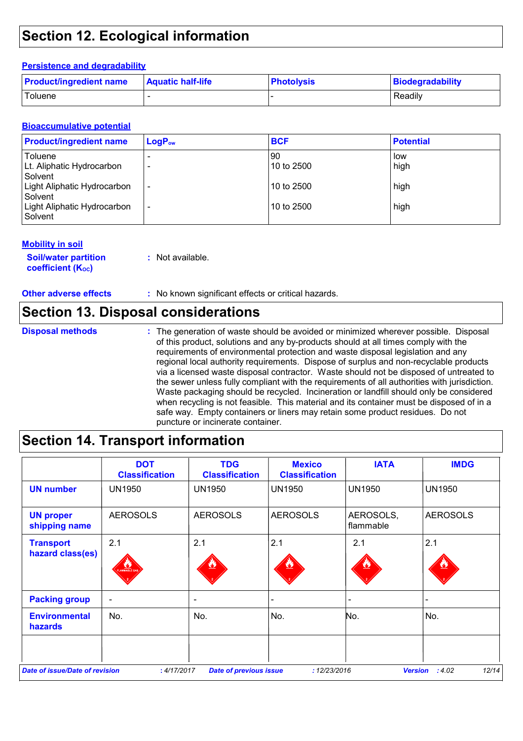# Section 12. Ecological information

### Persistence and degradability

| Product/ingredient name | Aquatic half-life | Photolysis | Biodegradability |
|---|---|---|---|
| Toluene | - | - | Readily |

### Bioaccumulative potential

| Product/ingredient name | $LogP_{ow}$ | BCF | Potential |
|---|---|---|---|
| Toluene | - | 90 | low |
| Lt. Aliphatic Hydrocarbon Solvent | - | 10 to 2500 | high |
| Light Aliphatic Hydrocarbon Solvent | - | 10 to 2500 | high |
| Light Aliphatic Hydrocarbon Solvent | - | 10 to 2500 | high |

### Mobility in soil

**Soil/water partition coefficient ($K_{OC}$)** : Not available.

**Other adverse effects** : No known significant effects or critical hazards.

# Section 13. Disposal considerations

**Disposal methods** : The generation of waste should be avoided or minimized wherever possible. Disposal of this product, solutions and any by-products should at all times comply with the requirements of environmental protection and waste disposal legislation and any regional local authority requirements. Dispose of surplus and non-recyclable products via a licensed waste disposal contractor. Waste should not be disposed of untreated to the sewer unless fully compliant with the requirements of all authorities with jurisdiction. Waste packaging should be recycled. Incineration or landfill should only be considered when recycling is not feasible. This material and its container must be disposed of in a safe way. Empty containers or liners may retain some product residues. Do not puncture or incinerate container.

# Section 14. Transport information

| | DOT Classification | TDG Classification | Mexico Classification | IATA | IMDG |
|---|---|---|---|---|---|
| UN number | UN1950 | UN1950 | UN1950 | UN1950 | UN1950 |
| UN proper shipping name | AEROSOLS | AEROSOLS | AEROSOLS | AEROSOLS, flammable | AEROSOLS |
| Transport hazard class(es) | 2.1 | 2.1 | 2.1 | 2.1 | 2.1 |
| Packing group | - | - | - | - | - |
| Environmental hazards | No. | No. | No. | No. | No. |
| | | | | | |

*Date of issue/Date of revision* : 4/17/2017 *Date of previous issue* : 12/23/2016 *Version* : 4.02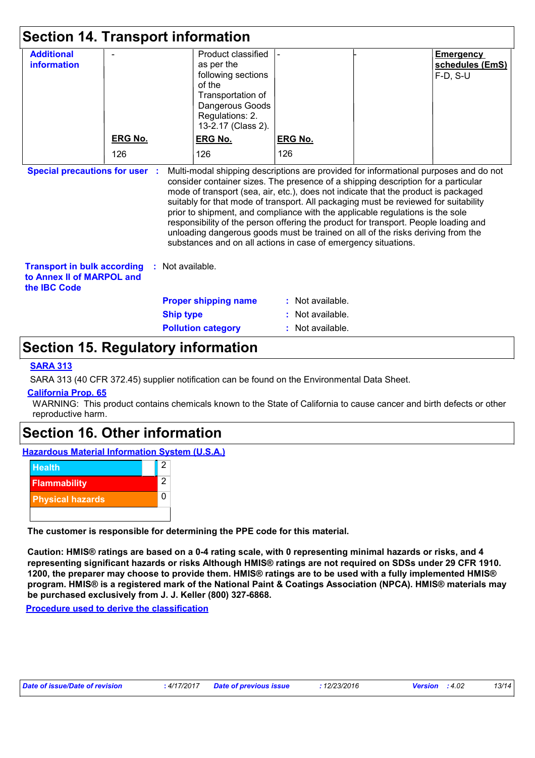## Section 14. Transport information

| Additional information | - | Product classified as per the following sections of the Transportation of Dangerous Goods Regulations: 2. 13-2.17 (Class 2). | - | - | **Emergency schedules (EmS)** F-D, S-U |
|---|---|---|---|---|---|
| | **ERG No.** 126 | **ERG No.** 126 | **ERG No.** 126 | | |

**Special precautions for user** : Multi-modal shipping descriptions are provided for informational purposes and do not consider container sizes. The presence of a shipping description for a particular mode of transport (sea, air, etc.), does not indicate that the product is packaged suitably for that mode of transport. All packaging must be reviewed for suitability prior to shipment, and compliance with the applicable regulations is the sole responsibility of the person offering the product for transport. People loading and unloading dangerous goods must be trained on all of the risks deriving from the substances and on all actions in case of emergency situations.

**Transport in bulk according to Annex II of MARPOL and the IBC Code** : Not available.

**Proper shipping name** : Not available.

**Ship type** : Not available.

**Pollution category** : Not available.

## Section 15. Regulatory information

**SARA 313**

SARA 313 (40 CFR 372.45) supplier notification can be found on the Environmental Data Sheet.

**California Prop. 65**

WARNING: This product contains chemicals known to the State of California to cause cancer and birth defects or other reproductive harm.

## Section 16. Other information

**Hazardous Material Information System (U.S.A.)**

| | |
|---|---|
| Health | 2 |
| Flammability | 2 |
| Physical hazards | 0 |

**The customer is responsible for determining the PPE code for this material.**

**Caution: HMIS® ratings are based on a 0-4 rating scale, with 0 representing minimal hazards or risks, and 4 representing significant hazards or risks Although HMIS® ratings are not required on SDSs under 29 CFR 1910. 1200, the preparer may choose to provide them. HMIS® ratings are to be used with a fully implemented HMIS® program. HMIS® is a registered mark of the National Paint & Coatings Association (NPCA). HMIS® materials may be purchased exclusively from J. J. Keller (800) 327-6868.**

**Procedure used to derive the classification**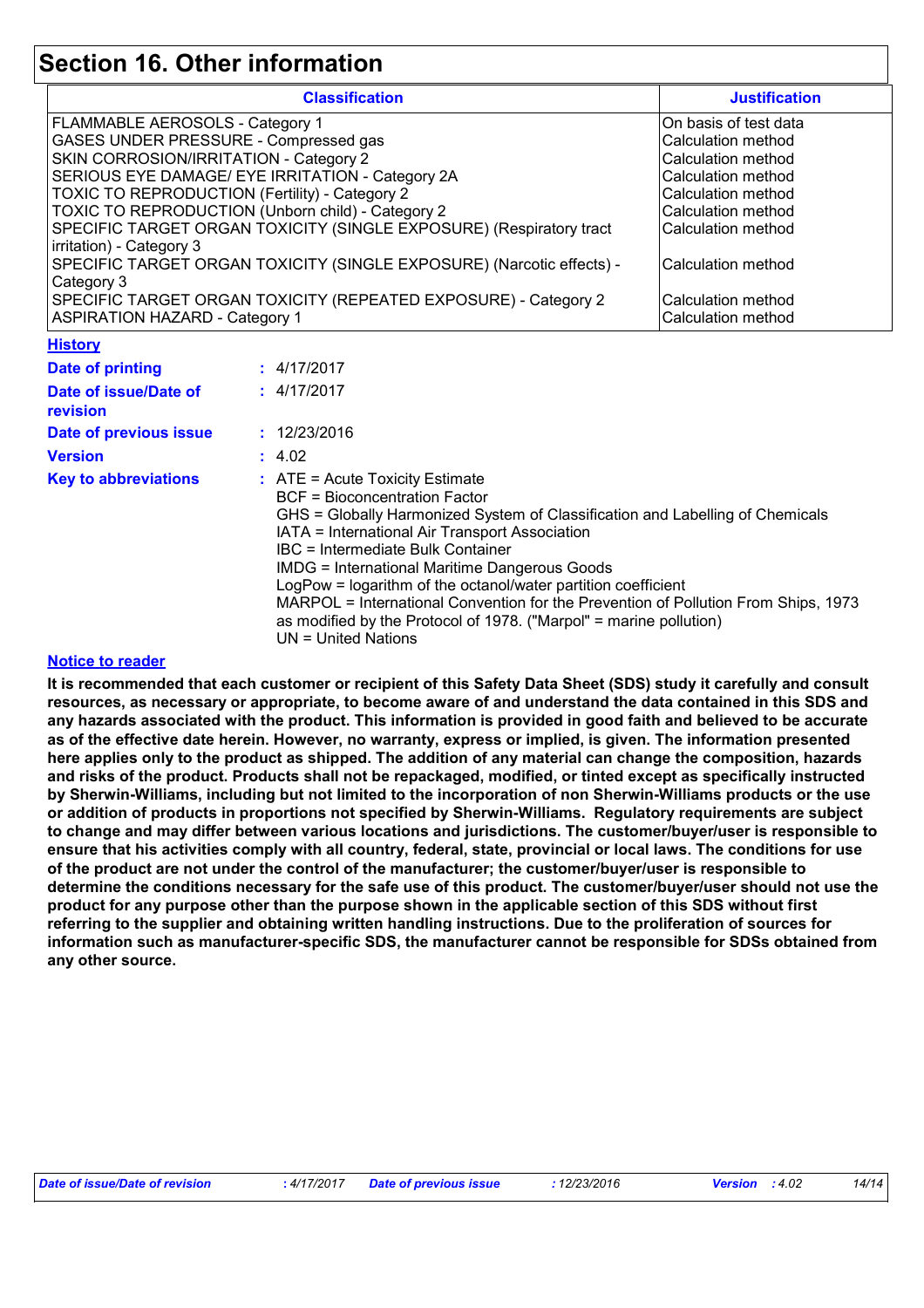# Section 16. Other information

| Classification | Justification |
|---|---|
| FLAMMABLE AEROSOLS - Category 1 | On basis of test data |
| GASES UNDER PRESSURE - Compressed gas | Calculation method |
| SKIN CORROSION/IRRITATION - Category 2 | Calculation method |
| SERIOUS EYE DAMAGE/ EYE IRRITATION - Category 2A | Calculation method |
| TOXIC TO REPRODUCTION (Fertility) - Category 2 | Calculation method |
| TOXIC TO REPRODUCTION (Unborn child) - Category 2 | Calculation method |
| SPECIFIC TARGET ORGAN TOXICITY (SINGLE EXPOSURE) (Respiratory tract irritation) - Category 3 | Calculation method |
| SPECIFIC TARGET ORGAN TOXICITY (SINGLE EXPOSURE) (Narcotic effects) - Category 3 | Calculation method |
| SPECIFIC TARGET ORGAN TOXICITY (REPEATED EXPOSURE) - Category 2 | Calculation method |
| ASPIRATION HAZARD - Category 1 | Calculation method |

## History

**Date of printing** : 4/17/2017

**Date of issue/Date of revision** : 4/17/2017

**Date of previous issue** : 12/23/2016

**Version** : 4.02

**Key to abbreviations** :
ATE = Acute Toxicity Estimate
BCF = Bioconcentration Factor
GHS = Globally Harmonized System of Classification and Labelling of Chemicals
IATA = International Air Transport Association
IBC = Intermediate Bulk Container
IMDG = International Maritime Dangerous Goods
LogPow = logarithm of the octanol/water partition coefficient
MARPOL = International Convention for the Prevention of Pollution From Ships, 1973 as modified by the Protocol of 1978. ("Marpol" = marine pollution)
UN = United Nations

## Notice to reader

**It is recommended that each customer or recipient of this Safety Data Sheet (SDS) study it carefully and consult resources, as necessary or appropriate, to become aware of and understand the data contained in this SDS and any hazards associated with the product. This information is provided in good faith and believed to be accurate as of the effective date herein. However, no warranty, express or implied, is given. The information presented here applies only to the product as shipped. The addition of any material can change the composition, hazards and risks of the product. Products shall not be repackaged, modified, or tinted except as specifically instructed by Sherwin-Williams, including but not limited to the incorporation of non Sherwin-Williams products or the use or addition of products in proportions not specified by Sherwin-Williams. Regulatory requirements are subject to change and may differ between various locations and jurisdictions. The customer/buyer/user is responsible to ensure that his activities comply with all country, federal, state, provincial or local laws. The conditions for use of the product are not under the control of the manufacturer; the customer/buyer/user is responsible to determine the conditions necessary for the safe use of this product. The customer/buyer/user should not use the product for any purpose other than the purpose shown in the applicable section of this SDS without first referring to the supplier and obtaining written handling instructions. Due to the proliferation of sources for information such as manufacturer-specific SDS, the manufacturer cannot be responsible for SDSs obtained from any other source.**